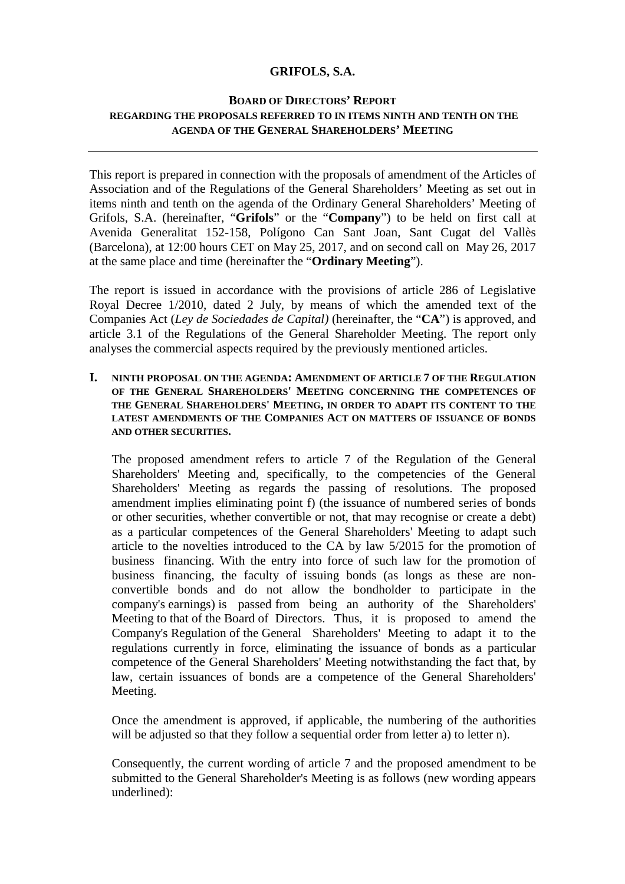**GRIFOLS, S.A.**

**BOARD OF DIRECTORS' REPORT**
**REGARDING THE PROPOSALS REFERRED TO IN ITEMS NINTH AND TENTH ON THE AGENDA OF THE GENERAL SHAREHOLDERS' MEETING**

---

This report is prepared in connection with the proposals of amendment of the Articles of Association and of the Regulations of the General Shareholders' Meeting as set out in items ninth and tenth on the agenda of the Ordinary General Shareholders' Meeting of Grifols, S.A. (hereinafter, "**Grifols**" or the "**Company**") to be held on first call at Avenida Generalitat 152-158, Polígono Can Sant Joan, Sant Cugat del Vallès (Barcelona), at 12:00 hours CET on May 25, 2017, and on second call on May 26, 2017 at the same place and time (hereinafter the "**Ordinary Meeting**").

The report is issued in accordance with the provisions of article 286 of Legislative Royal Decree 1/2010, dated 2 July, by means of which the amended text of the Companies Act (*Ley de Sociedades de Capital)* (hereinafter, the "**CA**") is approved, and article 3.1 of the Regulations of the General Shareholder Meeting. The report only analyses the commercial aspects required by the previously mentioned articles.

**I. NINTH PROPOSAL ON THE AGENDA: AMENDMENT OF ARTICLE 7 OF THE REGULATION OF THE GENERAL SHAREHOLDERS' MEETING CONCERNING THE COMPETENCES OF THE GENERAL SHAREHOLDERS' MEETING, IN ORDER TO ADAPT ITS CONTENT TO THE LATEST AMENDMENTS OF THE COMPANIES ACT ON MATTERS OF ISSUANCE OF BONDS AND OTHER SECURITIES.**

The proposed amendment refers to article 7 of the Regulation of the General Shareholders' Meeting and, specifically, to the competencies of the General Shareholders' Meeting as regards the passing of resolutions. The proposed amendment implies eliminating point f) (the issuance of numbered series of bonds or other securities, whether convertible or not, that may recognise or create a debt) as a particular competences of the General Shareholders' Meeting to adapt such article to the novelties introduced to the CA by law 5/2015 for the promotion of business financing. With the entry into force of such law for the promotion of business financing, the faculty of issuing bonds (as longs as these are non-convertible bonds and do not allow the bondholder to participate in the company's earnings) is passed from being an authority of the Shareholders' Meeting to that of the Board of Directors. Thus, it is proposed to amend the Company's Regulation of the General Shareholders' Meeting to adapt it to the regulations currently in force, eliminating the issuance of bonds as a particular competence of the General Shareholders' Meeting notwithstanding the fact that, by law, certain issuances of bonds are a competence of the General Shareholders' Meeting.

Once the amendment is approved, if applicable, the numbering of the authorities will be adjusted so that they follow a sequential order from letter a) to letter n).

Consequently, the current wording of article 7 and the proposed amendment to be submitted to the General Shareholder's Meeting is as follows (new wording appears underlined):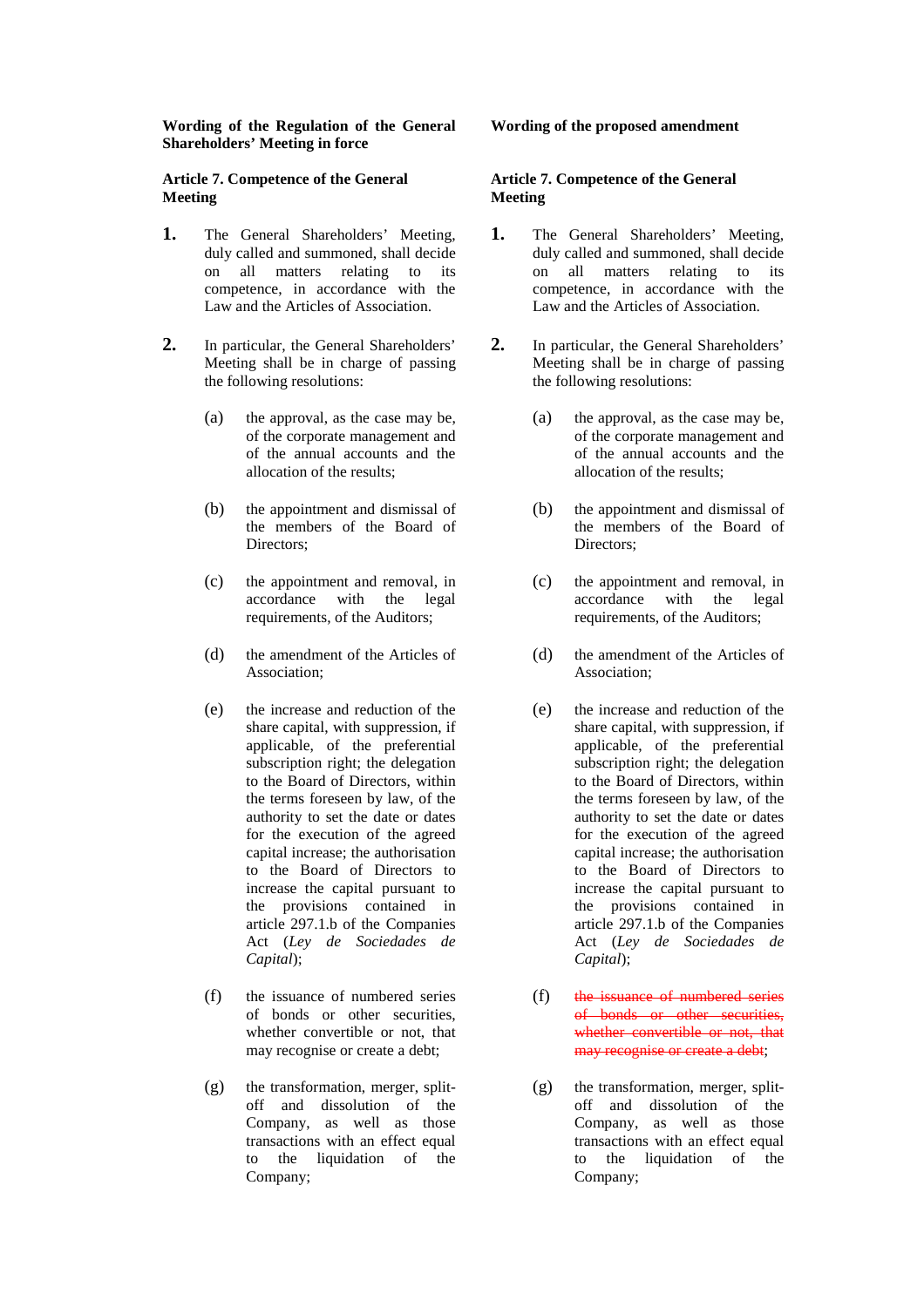| Wording of the Regulation of the General Shareholders' Meeting in force | Wording of the proposed amendment |
|---|---|
| **Article 7. Competence of the General Meeting** | **Article 7. Competence of the General Meeting** |
| **1.** The General Shareholders' Meeting, duly called and summoned, shall decide on all matters relating to its competence, in accordance with the Law and the Articles of Association. | **1.** The General Shareholders' Meeting, duly called and summoned, shall decide on all matters relating to its competence, in accordance with the Law and the Articles of Association. |
| **2.** In particular, the General Shareholders' Meeting shall be in charge of passing the following resolutions: | **2.** In particular, the General Shareholders' Meeting shall be in charge of passing the following resolutions: |
| (a) the approval, as the case may be, of the corporate management and of the annual accounts and the allocation of the results; | (a) the approval, as the case may be, of the corporate management and of the annual accounts and the allocation of the results; |
| (b) the appointment and dismissal of the members of the Board of Directors; | (b) the appointment and dismissal of the members of the Board of Directors; |
| (c) the appointment and removal, in accordance with the legal requirements, of the Auditors; | (c) the appointment and removal, in accordance with the legal requirements, of the Auditors; |
| (d) the amendment of the Articles of Association; | (d) the amendment of the Articles of Association; |
| (e) the increase and reduction of the share capital, with suppression, if applicable, of the preferential subscription right; the delegation to the Board of Directors, within the terms foreseen by law, of the authority to set the date or dates for the execution of the agreed capital increase; the authorisation to the Board of Directors to increase the capital pursuant to the provisions contained in article 297.1.b of the Companies Act (*Ley de Sociedades de Capital*); | (e) the increase and reduction of the share capital, with suppression, if applicable, of the preferential subscription right; the delegation to the Board of Directors, within the terms foreseen by law, of the authority to set the date or dates for the execution of the agreed capital increase; the authorisation to the Board of Directors to increase the capital pursuant to the provisions contained in article 297.1.b of the Companies Act (*Ley de Sociedades de Capital*); |
| (f) the issuance of numbered series of bonds or other securities, whether convertible or not, that may recognise or create a debt; | (f) ~~the issuance of numbered series of bonds or other securities, whether convertible or not, that may recognise or create a debt~~; |
| (g) the transformation, merger, split-off and dissolution of the Company, as well as those transactions with an effect equal to the liquidation of the Company; | (g) the transformation, merger, split-off and dissolution of the Company, as well as those transactions with an effect equal to the liquidation of the Company; |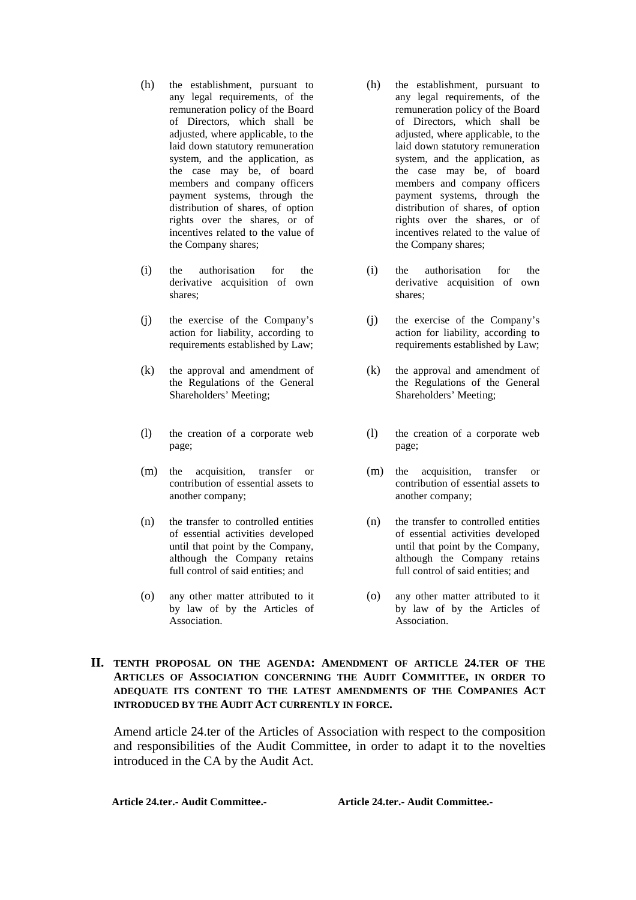| | |
|---|---|
| (h) the establishment, pursuant to any legal requirements, of the remuneration policy of the Board of Directors, which shall be adjusted, where applicable, to the laid down statutory remuneration system, and the application, as the case may be, of board members and company officers payment systems, through the distribution of shares, of option rights over the shares, or of incentives related to the value of the Company shares; | (h) the establishment, pursuant to any legal requirements, of the remuneration policy of the Board of Directors, which shall be adjusted, where applicable, to the laid down statutory remuneration system, and the application, as the case may be, of board members and company officers payment systems, through the distribution of shares, of option rights over the shares, or of incentives related to the value of the Company shares; |
| (i) the authorisation for the derivative acquisition of own shares; | (i) the authorisation for the derivative acquisition of own shares; |
| (j) the exercise of the Company's action for liability, according to requirements established by Law; | (j) the exercise of the Company's action for liability, according to requirements established by Law; |
| (k) the approval and amendment of the Regulations of the General Shareholders' Meeting; | (k) the approval and amendment of the Regulations of the General Shareholders' Meeting; |
| (l) the creation of a corporate web page; | (l) the creation of a corporate web page; |
| (m) the acquisition, transfer or contribution of essential assets to another company; | (m) the acquisition, transfer or contribution of essential assets to another company; |
| (n) the transfer to controlled entities of essential activities developed until that point by the Company, although the Company retains full control of said entities; and | (n) the transfer to controlled entities of essential activities developed until that point by the Company, although the Company retains full control of said entities; and |
| (o) any other matter attributed to it by law of by the Articles of Association. | (o) any other matter attributed to it by law of by the Articles of Association. |

## II. TENTH PROPOSAL ON THE AGENDA: AMENDMENT OF ARTICLE 24.TER OF THE ARTICLES OF ASSOCIATION CONCERNING THE AUDIT COMMITTEE, IN ORDER TO ADEQUATE ITS CONTENT TO THE LATEST AMENDMENTS OF THE COMPANIES ACT INTRODUCED BY THE AUDIT ACT CURRENTLY IN FORCE.

Amend article 24.ter of the Articles of Association with respect to the composition and responsibilities of the Audit Committee, in order to adapt it to the novelties introduced in the CA by the Audit Act.

| **Article 24.ter.- Audit Committee.-** | **Article 24.ter.- Audit Committee.-** |
|---|---|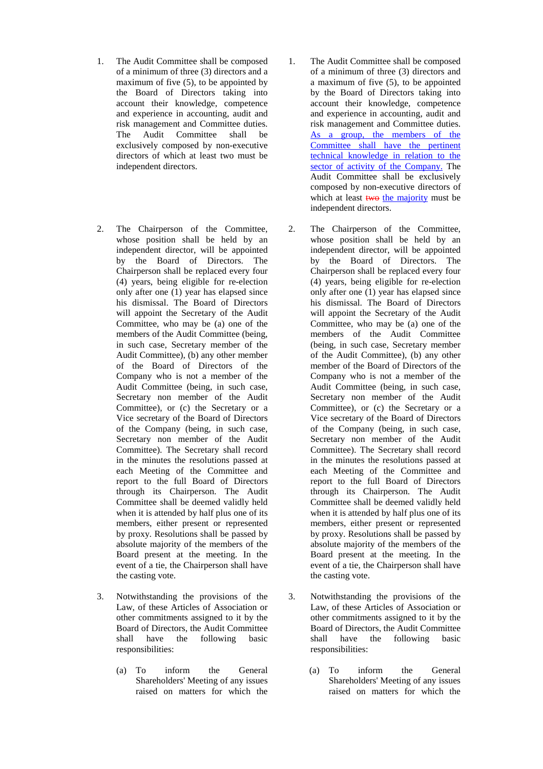| | |
|---|---|
| 1. The Audit Committee shall be composed of a minimum of three (3) directors and a maximum of five (5), to be appointed by the Board of Directors taking into account their knowledge, competence and experience in accounting, audit and risk management and Committee duties. The Audit Committee shall be exclusively composed by non-executive directors of which at least two must be independent directors. | 1. The Audit Committee shall be composed of a minimum of three (3) directors and a maximum of five (5), to be appointed by the Board of Directors taking into account their knowledge, competence and experience in accounting, audit and risk management and Committee duties. As a group, the members of the Committee shall have the pertinent technical knowledge in relation to the sector of activity of the Company. The Audit Committee shall be exclusively composed by non-executive directors of which at least ~~two~~ the majority must be independent directors. |
| 2. The Chairperson of the Committee, whose position shall be held by an independent director, will be appointed by the Board of Directors. The Chairperson shall be replaced every four (4) years, being eligible for re-election only after one (1) year has elapsed since his dismissal. The Board of Directors will appoint the Secretary of the Audit Committee, who may be (a) one of the members of the Audit Committee (being, in such case, Secretary member of the Audit Committee), (b) any other member of the Board of Directors of the Company who is not a member of the Audit Committee (being, in such case, Secretary non member of the Audit Committee), or (c) the Secretary or a Vice secretary of the Board of Directors of the Company (being, in such case, Secretary non member of the Audit Committee). The Secretary shall record in the minutes the resolutions passed at each Meeting of the Committee and report to the full Board of Directors through its Chairperson. The Audit Committee shall be deemed validly held when it is attended by half plus one of its members, either present or represented by proxy. Resolutions shall be passed by absolute majority of the members of the Board present at the meeting. In the event of a tie, the Chairperson shall have the casting vote. | 2. The Chairperson of the Committee, whose position shall be held by an independent director, will be appointed by the Board of Directors. The Chairperson shall be replaced every four (4) years, being eligible for re-election only after one (1) year has elapsed since his dismissal. The Board of Directors will appoint the Secretary of the Audit Committee, who may be (a) one of the members of the Audit Committee (being, in such case, Secretary member of the Audit Committee), (b) any other member of the Board of Directors of the Company who is not a member of the Audit Committee (being, in such case, Secretary non member of the Audit Committee), or (c) the Secretary or a Vice secretary of the Board of Directors of the Company (being, in such case, Secretary non member of the Audit Committee). The Secretary shall record in the minutes the resolutions passed at each Meeting of the Committee and report to the full Board of Directors through its Chairperson. The Audit Committee shall be deemed validly held when it is attended by half plus one of its members, either present or represented by proxy. Resolutions shall be passed by absolute majority of the members of the Board present at the meeting. In the event of a tie, the Chairperson shall have the casting vote. |
| 3. Notwithstanding the provisions of the Law, of these Articles of Association or other commitments assigned to it by the Board of Directors, the Audit Committee shall have the following basic responsibilities: | 3. Notwithstanding the provisions of the Law, of these Articles of Association or other commitments assigned to it by the Board of Directors, the Audit Committee shall have the following basic responsibilities: |
| (a) To inform the General Shareholders' Meeting of any issues raised on matters for which the | (a) To inform the General Shareholders' Meeting of any issues raised on matters for which the |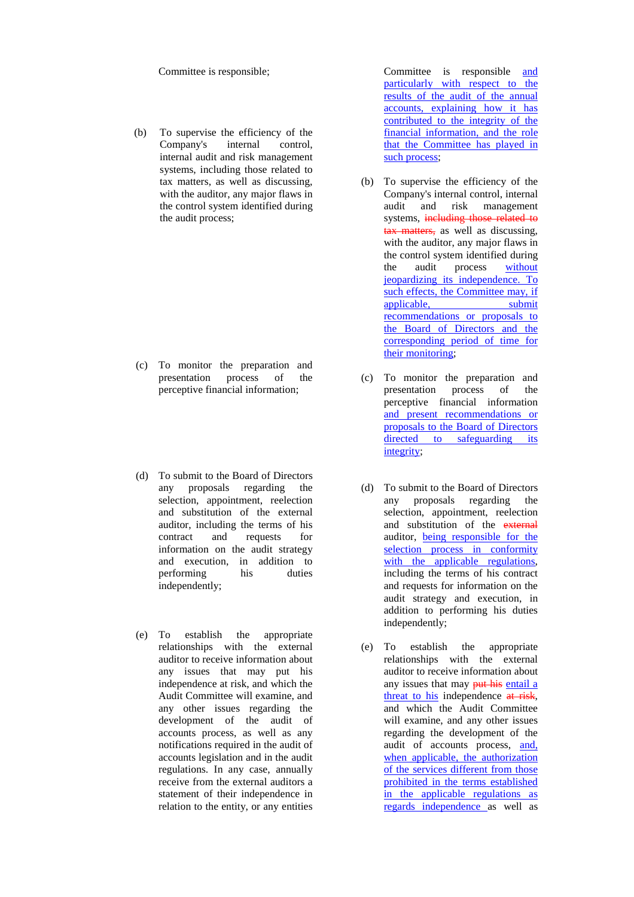| | |
|---|---|
| Committee is responsible; | Committee is responsible <u>and particularly with respect to the results of the audit of the annual accounts, explaining how it has contributed to the integrity of the financial information, and the role that the Committee has played in such process</u>; |
| (b) To supervise the efficiency of the Company's internal control, internal audit and risk management systems, including those related to tax matters, as well as discussing, with the auditor, any major flaws in the control system identified during the audit process; | (b) To supervise the efficiency of the Company's internal control, internal audit and risk management systems, ~~including those related to tax matters,~~ as well as discussing, with the auditor, any major flaws in the control system identified during the audit process <u>without jeopardizing its independence. To such effects, the Committee may, if applicable, submit recommendations or proposals to the Board of Directors and the corresponding period of time for their monitoring</u>; |
| (c) To monitor the preparation and presentation process of the perceptive financial information; | (c) To monitor the preparation and presentation process of the perceptive financial information <u>and present recommendations or proposals to the Board of Directors directed to safeguarding its integrity</u>; |
| (d) To submit to the Board of Directors any proposals regarding the selection, appointment, reelection and substitution of the external auditor, including the terms of his contract and requests for information on the audit strategy and execution, in addition to performing his duties independently; | (d) To submit to the Board of Directors any proposals regarding the selection, appointment, reelection and substitution of the ~~external~~ auditor, <u>being responsible for the selection process in conformity with the applicable regulations</u>, including the terms of his contract and requests for information on the audit strategy and execution, in addition to performing his duties independently; |
| (e) To establish the appropriate relationships with the external auditor to receive information about any issues that may put his independence at risk, and which the Audit Committee will examine, and any other issues regarding the development of the audit of accounts process, as well as any notifications required in the audit of accounts legislation and in the audit regulations. In any case, annually receive from the external auditors a statement of their independence in relation to the entity, or any entities | (e) To establish the appropriate relationships with the external auditor to receive information about any issues that may ~~put his~~ <u>entail a threat to his</u> independence ~~at risk~~, and which the Audit Committee will examine, and any other issues regarding the development of the audit of accounts process, <u>and, when applicable, the authorization of the services different from those prohibited in the terms established in the applicable regulations as regards independence</u> as well as |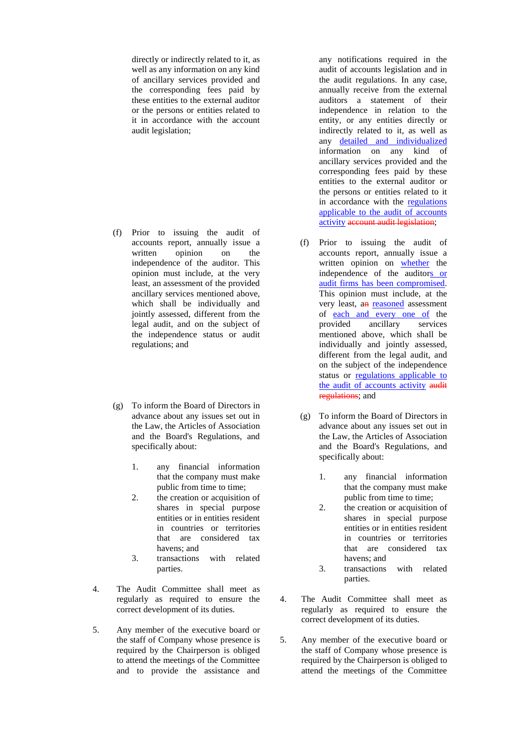| | |
|---|---|
| directly or indirectly related to it, as well as any information on any kind of ancillary services provided and the corresponding fees paid by these entities to the external auditor or the persons or entities related to it in accordance with the account audit legislation; | any notifications required in the audit of accounts legislation and in the audit regulations. In any case, annually receive from the external auditors a statement of their independence in relation to the entity, or any entities directly or indirectly related to it, as well as any <u>detailed and individualized</u> information on any kind of ancillary services provided and the corresponding fees paid by these entities to the external auditor or the persons or entities related to it in accordance with the <u>regulations applicable to the audit of accounts activity</u> ~~account audit legislation~~; |
| (f) Prior to issuing the audit of accounts report, annually issue a written opinion on the independence of the auditor. This opinion must include, at the very least, an assessment of the provided ancillary services mentioned above, which shall be individually and jointly assessed, different from the legal audit, and on the subject of the independence status or audit regulations; and | (f) Prior to issuing the audit of accounts report, annually issue a written opinion on <u>whether</u> the independence of the auditor<u>s or audit firms has been compromised</u>. This opinion must include, at the very least, a~~n~~ <u>reasoned</u> assessment of <u>each and every one of</u> the provided ancillary services mentioned above, which shall be individually and jointly assessed, different from the legal audit, and on the subject of the independence status or <u>regulations applicable to the audit of accounts activity</u> ~~audit regulations~~; and |
| (g) To inform the Board of Directors in advance about any issues set out in the Law, the Articles of Association and the Board's Regulations, and specifically about:<br>1. any financial information that the company must make public from time to time;<br>2. the creation or acquisition of shares in special purpose entities or in entities resident in countries or territories that are considered tax havens; and<br>3. transactions with related parties. | (g) To inform the Board of Directors in advance about any issues set out in the Law, the Articles of Association and the Board's Regulations, and specifically about:<br>1. any financial information that the company must make public from time to time;<br>2. the creation or acquisition of shares in special purpose entities or in entities resident in countries or territories that are considered tax havens; and<br>3. transactions with related parties. |
| 4. The Audit Committee shall meet as regularly as required to ensure the correct development of its duties. | 4. The Audit Committee shall meet as regularly as required to ensure the correct development of its duties. |
| 5. Any member of the executive board or the staff of Company whose presence is required by the Chairperson is obliged to attend the meetings of the Committee and to provide the assistance and | 5. Any member of the executive board or the staff of Company whose presence is required by the Chairperson is obliged to attend the meetings of the Committee |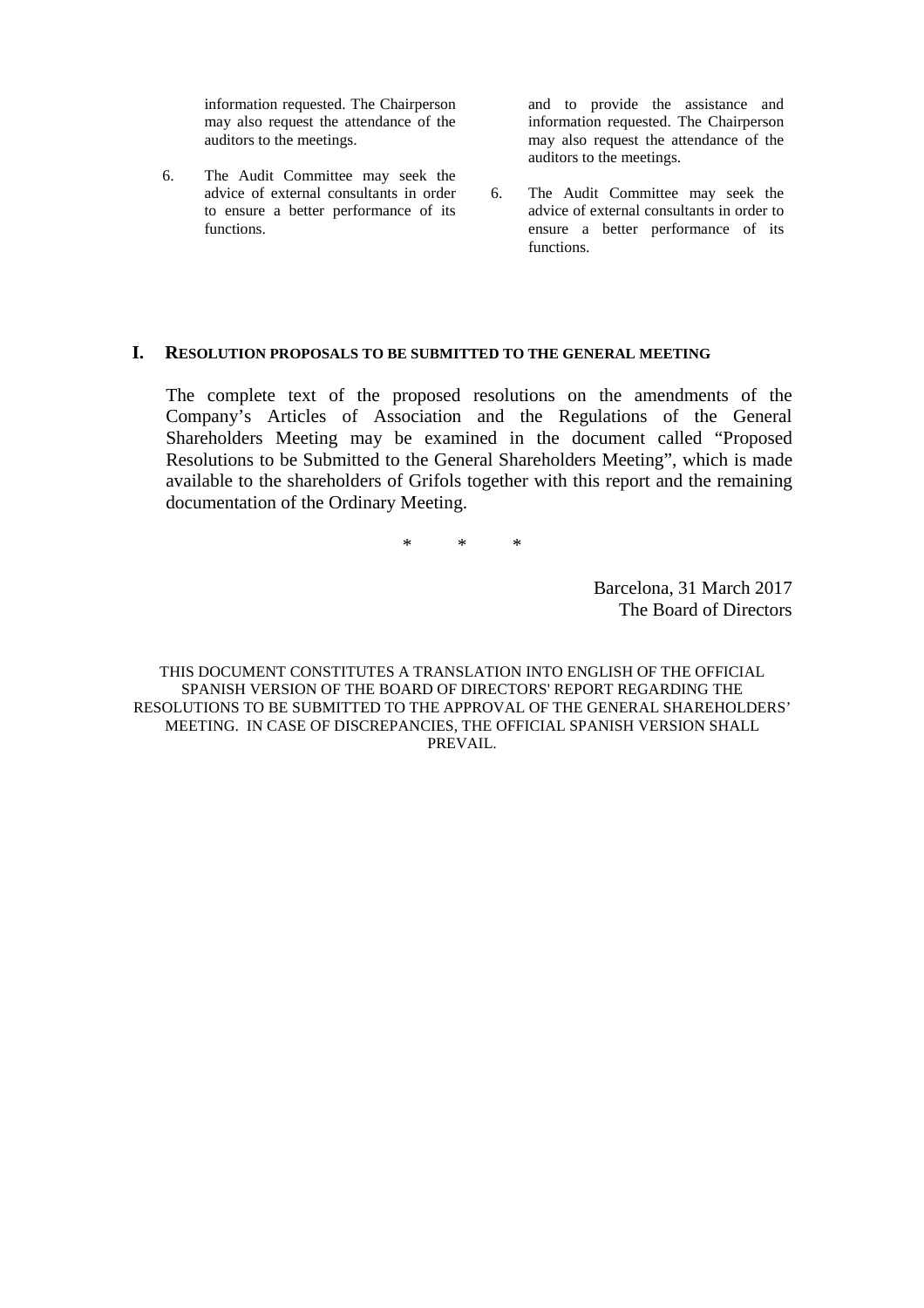| | |
|---|---|
| information requested. The Chairperson may also request the attendance of the auditors to the meetings. | and to provide the assistance and information requested. The Chairperson may also request the attendance of the auditors to the meetings. |
| 6. The Audit Committee may seek the advice of external consultants in order to ensure a better performance of its functions. | 6. The Audit Committee may seek the advice of external consultants in order to ensure a better performance of its functions. |

## I. RESOLUTION PROPOSALS TO BE SUBMITTED TO THE GENERAL MEETING

The complete text of the proposed resolutions on the amendments of the Company's Articles of Association and the Regulations of the General Shareholders Meeting may be examined in the document called "Proposed Resolutions to be Submitted to the General Shareholders Meeting", which is made available to the shareholders of Grifols together with this report and the remaining documentation of the Ordinary Meeting.

\* \* \*

Barcelona, 31 March 2017
The Board of Directors

THIS DOCUMENT CONSTITUTES A TRANSLATION INTO ENGLISH OF THE OFFICIAL SPANISH VERSION OF THE BOARD OF DIRECTORS' REPORT REGARDING THE RESOLUTIONS TO BE SUBMITTED TO THE APPROVAL OF THE GENERAL SHAREHOLDERS' MEETING. IN CASE OF DISCREPANCIES, THE OFFICIAL SPANISH VERSION SHALL PREVAIL.